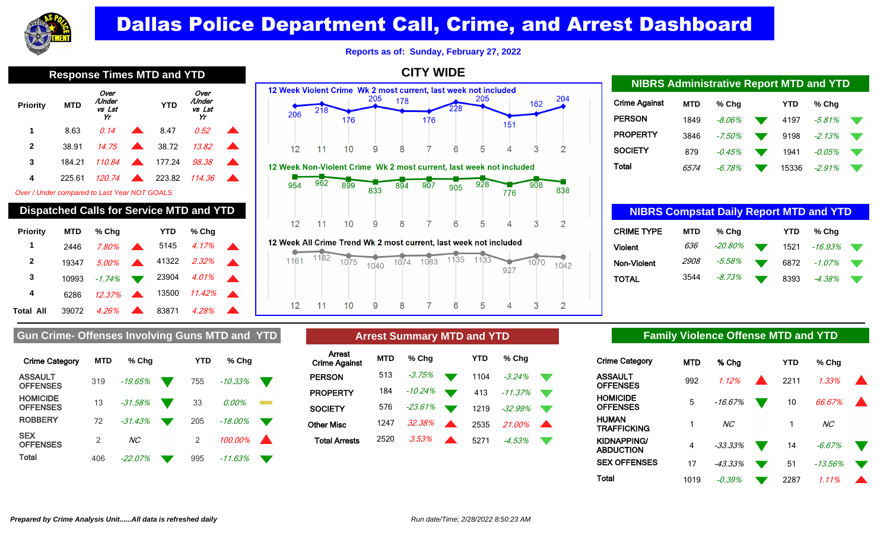# Dallas Police Department Call, Crime, and Arrest Dashboard

Reports as of: Sunday, February 27, 2022

## Response Times MTD and YTD

| Priority | MTD | Over /Under vs Lst Yr | | YTD | Over /Under vs Lst Yr | |
|---|---|---|---|---|---|---|
| 1 | 8.63 | 0.14 | ▲ | 8.47 | 0.52 | ▲ |
| 2 | 38.91 | 14.75 | ▲ | 38.72 | 13.82 | ▲ |
| 3 | 184.21 | 110.84 | ▲ | 177.24 | 98.38 | ▲ |
| 4 | 225.61 | 120.74 | ▲ | 223.82 | 114.36 | ▲ |

*Over / Under compared to Last Year NOT GOALS*

## Dispatched Calls for Service MTD and YTD

| Priority | MTD | % Chg | | YTD | % Chg | |
|---|---|---|---|---|---|---|
| 1 | 2446 | 7.80% | ▲ | 5145 | 4.17% | ▲ |
| 2 | 19347 | 5.00% | ▲ | 41322 | 2.32% | ▲ |
| 3 | 10993 | -1.74% | ▼ | 23904 | 4.01% | ▲ |
| 4 | 6286 | 12.37% | ▲ | 13500 | 11.42% | ▲ |
| Total All | 39072 | 4.26% | ▲ | 83871 | 4.28% | ▲ |

## CITY WIDE

**12 Week Violent Crime Wk 2 most current, last week not included**

| Week | 12 | 11 | 10 | 9 | 8 | 7 | 6 | 5 | 4 | 3 | 2 |
|---|---|---|---|---|---|---|---|---|---|---|---|
| Count | 206 | 218 | 176 | 205 | 178 | 176 | 228 | 205 | 151 | 162 | 204 |

**12 Week Non-Violent Crime Wk 2 most current, last week not included**

| Week | 12 | 11 | 10 | 9 | 8 | 7 | 6 | 5 | 4 | 3 | 2 |
|---|---|---|---|---|---|---|---|---|---|---|---|
| Count | 954 | 962 | 899 | 833 | 894 | 907 | 905 | 928 | 776 | 908 | 838 |

**12 Week All Crime Trend Wk 2 most current, last week not included**

| Week | 12 | 11 | 10 | 9 | 8 | 7 | 6 | 5 | 4 | 3 | 2 |
|---|---|---|---|---|---|---|---|---|---|---|---|
| Count | 1161 | 1182 | 1075 | 1040 | 1074 | 1083 | 1135 | 1133 | 927 | 1070 | 1042 |

## NIBRS Administrative Report MTD and YTD

| Crime Against | MTD | % Chg | | YTD | % Chg | |
|---|---|---|---|---|---|---|
| PERSON | 1849 | -8.06% | ▼ | 4197 | -5.81% | ▼ |
| PROPERTY | 3846 | -7.50% | ▼ | 9198 | -2.13% | ▼ |
| SOCIETY | 879 | -0.45% | ▼ | 1941 | -0.05% | ▼ |
| Total | 6574 | -6.78% | ▼ | 15336 | -2.91% | ▼ |

## NIBRS Compstat Daily Report MTD and YTD

| CRIME TYPE | MTD | % Chg | | YTD | % Chg | |
|---|---|---|---|---|---|---|
| Violent | 636 | -20.80% | ▼ | 1521 | -16.93% | ▼ |
| Non-Violent | 2908 | -5.58% | ▼ | 6872 | -1.07% | ▼ |
| TOTAL | 3544 | -8.73% | ▼ | 8393 | -4.38% | ▼ |

## Gun Crime- Offenses Involving Guns MTD and YTD

| Crime Category | MTD | % Chg | | YTD | % Chg | |
|---|---|---|---|---|---|---|
| ASSAULT OFFENSES | 319 | -19.65% | ▼ | 755 | -10.33% | ▼ |
| HOMICIDE OFFENSES | 13 | -31.58% | ▼ | 33 | 0.00% | ▬ |
| ROBBERY | 72 | -31.43% | ▼ | 205 | -18.00% | ▼ |
| SEX OFFENSES | 2 | NC | | 2 | 100.00% | ▲ |
| Total | 406 | -22.07% | ▼ | 995 | -11.63% | ▼ |

## Arrest Summary MTD and YTD

| Arrest Crime Against | MTD | % Chg | | YTD | % Chg | |
|---|---|---|---|---|---|---|
| PERSON | 513 | -3.75% | ▼ | 1104 | -3.24% | ▼ |
| PROPERTY | 184 | -10.24% | ▼ | 413 | -11.37% | ▼ |
| SOCIETY | 576 | -23.61% | ▼ | 1219 | -32.99% | ▼ |
| Other Misc | 1247 | 32.38% | ▲ | 2535 | 21.00% | ▲ |
| Total Arrests | 2520 | 3.53% | ▲ | 5271 | -4.53% | ▼ |

## Family Violence Offense MTD and YTD

| Crime Category | MTD | % Chg | | YTD | % Chg | |
|---|---|---|---|---|---|---|
| ASSAULT OFFENSES | 992 | 1.12% | ▲ | 2211 | 1.33% | ▲ |
| HOMICIDE OFFENSES | 5 | -16.67% | ▼ | 10 | 66.67% | ▲ |
| HUMAN TRAFFICKING | 1 | NC | | 1 | NC | |
| KIDNAPPING/ ABDUCTION | 4 | -33.33% | ▼ | 14 | -6.67% | ▼ |
| SEX OFFENSES | 17 | -43.33% | ▼ | 51 | -13.56% | ▼ |
| Total | 1019 | -0.39% | ▼ | 2287 | 1.11% | ▲ |

*Prepared by Crime Analysis Unit......All data is refreshed daily*

Run date/Time; 2/28/2022 8:50:23 AM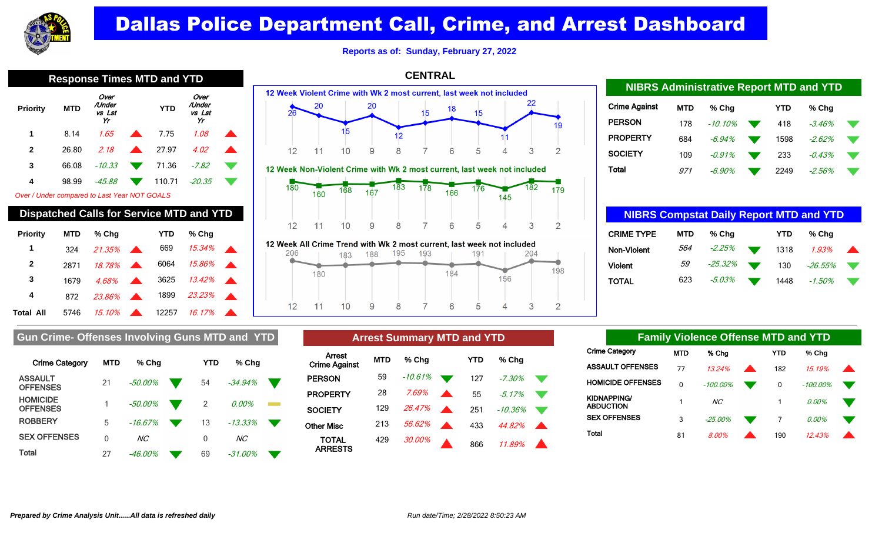# Dallas Police Department Call, Crime, and Arrest Dashboard

**Reports as of: Sunday, February 27, 2022**

## Response Times MTD and YTD

| Priority | MTD | Over /Under vs Lst Yr | | YTD | Over /Under vs Lst Yr | |
|---|---|---|---|---|---|---|
| 1 | 8.14 | 1.65 | ▲ | 7.75 | 1.08 | ▲ |
| 2 | 26.80 | 2.18 | ▲ | 27.97 | 4.02 | ▲ |
| 3 | 66.08 | -10.33 | ▼ | 71.36 | -7.82 | ▼ |
| 4 | 98.99 | -45.88 | ▼ | 110.71 | -20.35 | ▼ |

*Over / Under compared to Last Year NOT GOALS*

## Dispatched Calls for Service MTD and YTD

| Priority | MTD | % Chg | | YTD | % Chg | |
|---|---|---|---|---|---|---|
| 1 | 324 | 21.35% | ▲ | 669 | 15.34% | ▲ |
| 2 | 2871 | 18.78% | ▲ | 6064 | 15.86% | ▲ |
| 3 | 1679 | 4.68% | ▲ | 3625 | 13.42% | ▲ |
| 4 | 872 | 23.86% | ▲ | 1899 | 23.23% | ▲ |
| Total All | 5746 | 15.10% | ▲ | 12257 | 16.17% | ▲ |

## CENTRAL

### 12 Week Violent Crime with Wk 2 most current, last week not included

| Week | 12 | 11 | 10 | 9 | 8 | 7 | 6 | 5 | 4 | 3 | 2 |
|---|---|---|---|---|---|---|---|---|---|---|---|
| Count | 26 | 20 | 15 | 20 | 12 | 15 | 18 | 15 | 11 | 22 | 19 |

### 12 Week Non-Violent Crime with Wk 2 most current, last week not included

| Week | 12 | 11 | 10 | 9 | 8 | 7 | 6 | 5 | 4 | 3 | 2 |
|---|---|---|---|---|---|---|---|---|---|---|---|
| Count | 180 | 160 | 168 | 167 | 183 | 178 | 166 | 176 | 145 | 182 | 179 |

### 12 Week All Crime Trend with Wk 2 most current, last week not included

| Week | 12 | 11 | 10 | 9 | 8 | 7 | 6 | 5 | 4 | 3 | 2 |
|---|---|---|---|---|---|---|---|---|---|---|---|
| Count | 206 | 180 | 183 | 188 | 195 | 193 | 184 | 191 | 156 | 204 | 198 |

## NIBRS Administrative Report MTD and YTD

| Crime Against | MTD | % Chg | | YTD | % Chg | |
|---|---|---|---|---|---|---|
| PERSON | 178 | -10.10% | ▼ | 418 | -3.46% | ▼ |
| PROPERTY | 684 | -6.94% | ▼ | 1598 | -2.62% | ▼ |
| SOCIETY | 109 | -0.91% | ▼ | 233 | -0.43% | ▼ |
| Total | 971 | -6.90% | ▼ | 2249 | -2.56% | ▼ |

## NIBRS Compstat Daily Report MTD and YTD

| CRIME TYPE | MTD | % Chg | | YTD | % Chg | |
|---|---|---|---|---|---|---|
| Non-Violent | 564 | -2.25% | ▼ | 1318 | 1.93% | ▲ |
| Violent | 59 | -25.32% | ▼ | 130 | -26.55% | ▼ |
| TOTAL | 623 | -5.03% | ▼ | 1448 | -1.50% | ▼ |

## Gun Crime- Offenses Involving Guns MTD and YTD

| Crime Category | MTD | % Chg | | YTD | % Chg | |
|---|---|---|---|---|---|---|
| ASSAULT OFFENSES | 21 | -50.00% | ▼ | 54 | -34.94% | ▼ |
| HOMICIDE OFFENSES | 1 | -50.00% | ▼ | 2 | 0.00% | ▬ |
| ROBBERY | 5 | -16.67% | ▼ | 13 | -13.33% | ▼ |
| SEX OFFENSES | 0 | NC | | 0 | NC | |
| Total | 27 | -46.00% | ▼ | 69 | -31.00% | ▼ |

## Arrest Summary MTD and YTD

| Arrest Crime Against | MTD | % Chg | | YTD | % Chg | |
|---|---|---|---|---|---|---|
| PERSON | 59 | -10.61% | ▼ | 127 | -7.30% | ▼ |
| PROPERTY | 28 | 7.69% | ▲ | 55 | -5.17% | ▼ |
| SOCIETY | 129 | 26.47% | ▲ | 251 | -10.36% | ▼ |
| Other Misc | 213 | 56.62% | ▲ | 433 | 44.82% | ▲ |
| TOTAL ARRESTS | 429 | 30.00% | ▲ | 866 | 11.89% | ▲ |

## Family Violence Offense MTD and YTD

| Crime Category | MTD | % Chg | | YTD | % Chg | |
|---|---|---|---|---|---|---|
| ASSAULT OFFENSES | 77 | 13.24% | ▲ | 182 | 15.19% | ▲ |
| HOMICIDE OFFENSES | 0 | -100.00% | ▼ | 0 | -100.00% | ▼ |
| KIDNAPPING/ ABDUCTION | 1 | NC | | 1 | 0.00% | ▼ |
| SEX OFFENSES | 3 | -25.00% | ▼ | 7 | 0.00% | ▼ |
| Total | 81 | 8.00% | ▲ | 190 | 12.43% | ▲ |

***Prepared by Crime Analysis Unit......All data is refreshed daily***

*Run date/Time; 2/28/2022 8:50:23 AM*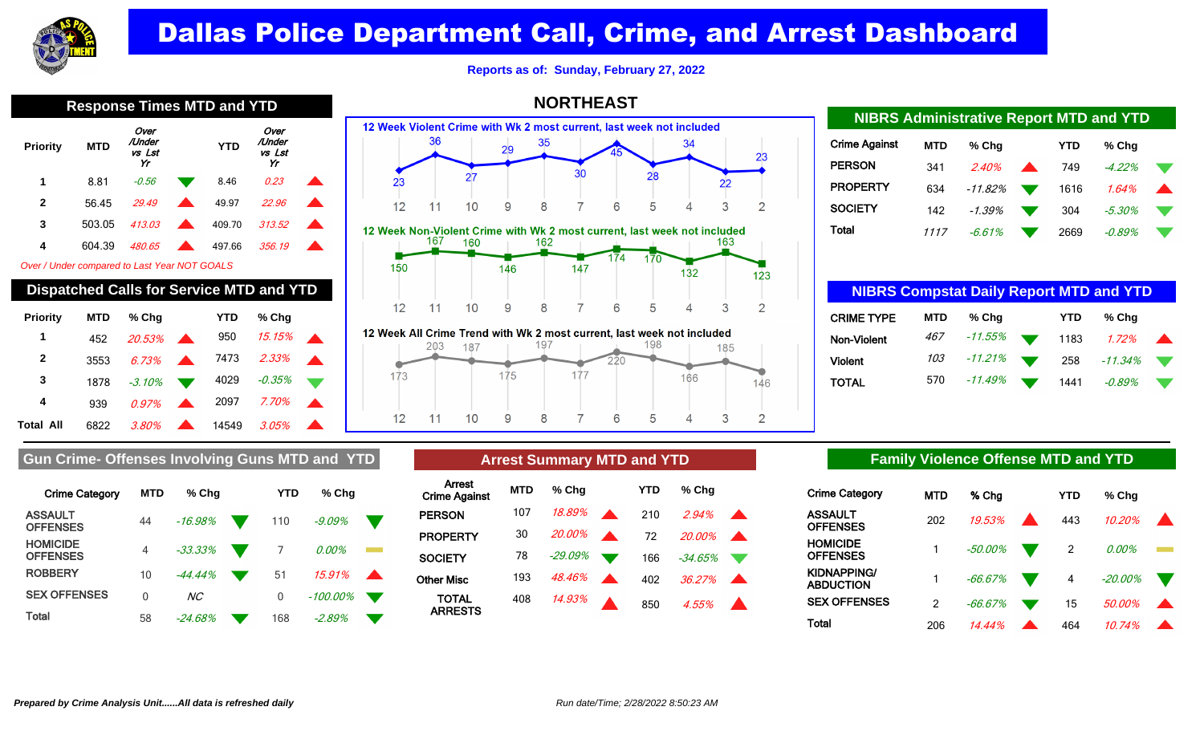# Dallas Police Department Call, Crime, and Arrest Dashboard

**Reports as of: Sunday, February 27, 2022**

## NORTHEAST

## Response Times MTD and YTD

| Priority | MTD | Over /Under vs Lst Yr | | YTD | Over /Under vs Lst Yr | |
|---|---|---|---|---|---|---|
| 1 | 8.81 | -0.56 | ▼ | 8.46 | 0.23 | ▲ |
| 2 | 56.45 | 29.49 | ▲ | 49.97 | 22.96 | ▲ |
| 3 | 503.05 | 413.03 | ▲ | 409.70 | 313.52 | ▲ |
| 4 | 604.39 | 480.65 | ▲ | 497.66 | 356.19 | ▲ |

*Over / Under compared to Last Year NOT GOALS*

## Dispatched Calls for Service MTD and YTD

| Priority | MTD | % Chg | | YTD | % Chg | |
|---|---|---|---|---|---|---|
| 1 | 452 | 20.53% | ▲ | 950 | 15.15% | ▲ |
| 2 | 3553 | 6.73% | ▲ | 7473 | 2.33% | ▲ |
| 3 | 1878 | -3.10% | ▼ | 4029 | -0.35% | ▼ |
| 4 | 939 | 0.97% | ▲ | 2097 | 7.70% | ▲ |
| Total All | 6822 | 3.80% | ▲ | 14549 | 3.05% | ▲ |

## 12 Week Violent Crime with Wk 2 most current, last week not included

| Week | 12 | 11 | 10 | 9 | 8 | 7 | 6 | 5 | 4 | 3 | 2 |
|---|---|---|---|---|---|---|---|---|---|---|---|
| Count | 23 | 36 | 27 | 29 | 35 | 30 | 45 | 28 | 34 | 22 | 23 |

## 12 Week Non-Violent Crime with Wk 2 most current, last week not included

| Week | 12 | 11 | 10 | 9 | 8 | 7 | 6 | 5 | 4 | 3 | 2 |
|---|---|---|---|---|---|---|---|---|---|---|---|
| Count | 150 | 167 | 160 | 146 | 162 | 147 | 174 | 170 | 132 | 163 | 123 |

## 12 Week All Crime Trend with Wk 2 most current, last week not included

| Week | 12 | 11 | 10 | 9 | 8 | 7 | 6 | 5 | 4 | 3 | 2 |
|---|---|---|---|---|---|---|---|---|---|---|---|
| Count | 173 | 203 | 187 | 175 | 197 | 177 | 220 | 198 | 166 | 185 | 146 |

## NIBRS Administrative Report MTD and YTD

| Crime Against | MTD | % Chg | | YTD | % Chg | |
|---|---|---|---|---|---|---|
| PERSON | 341 | 2.40% | ▲ | 749 | -4.22% | ▼ |
| PROPERTY | 634 | -11.82% | ▼ | 1616 | 1.64% | ▲ |
| SOCIETY | 142 | -1.39% | ▼ | 304 | -5.30% | ▼ |
| Total | 1117 | -6.61% | ▼ | 2669 | -0.89% | ▼ |

## NIBRS Compstat Daily Report MTD and YTD

| CRIME TYPE | MTD | % Chg | | YTD | % Chg | |
|---|---|---|---|---|---|---|
| Non-Violent | 467 | -11.55% | ▼ | 1183 | 1.72% | ▲ |
| Violent | 103 | -11.21% | ▼ | 258 | -11.34% | ▼ |
| TOTAL | 570 | -11.49% | ▼ | 1441 | -0.89% | ▼ |

## Gun Crime- Offenses Involving Guns MTD and YTD

| Crime Category | MTD | % Chg | | YTD | % Chg | |
|---|---|---|---|---|---|---|
| ASSAULT OFFENSES | 44 | -16.98% | ▼ | 110 | -9.09% | ▼ |
| HOMICIDE OFFENSES | 4 | -33.33% | ▼ | 7 | 0.00% | ▬ |
| ROBBERY | 10 | -44.44% | ▼ | 51 | 15.91% | ▲ |
| SEX OFFENSES | 0 | NC | | 0 | -100.00% | ▼ |
| Total | 58 | -24.68% | ▼ | 168 | -2.89% | ▼ |

## Arrest Summary MTD and YTD

| Arrest Crime Against | MTD | % Chg | | YTD | % Chg | |
|---|---|---|---|---|---|---|
| PERSON | 107 | 18.89% | ▲ | 210 | 2.94% | ▲ |
| PROPERTY | 30 | 20.00% | ▲ | 72 | 20.00% | ▲ |
| SOCIETY | 78 | -29.09% | ▼ | 166 | -34.65% | ▼ |
| Other Misc | 193 | 48.46% | ▲ | 402 | 36.27% | ▲ |
| TOTAL ARRESTS | 408 | 14.93% | ▲ | 850 | 4.55% | ▲ |

## Family Violence Offense MTD and YTD

| Crime Category | MTD | % Chg | | YTD | % Chg | |
|---|---|---|---|---|---|---|
| ASSAULT OFFENSES | 202 | 19.53% | ▲ | 443 | 10.20% | ▲ |
| HOMICIDE OFFENSES | 1 | -50.00% | ▼ | 2 | 0.00% | ▬ |
| KIDNAPPING/ ABDUCTION | 1 | -66.67% | ▼ | 4 | -20.00% | ▼ |
| SEX OFFENSES | 2 | -66.67% | ▼ | 15 | 50.00% | ▲ |
| Total | 206 | 14.44% | ▲ | 464 | 10.74% | ▲ |

***Prepared by Crime Analysis Unit......All data is refreshed daily***

*Run date/Time; 2/28/2022 8:50:23 AM*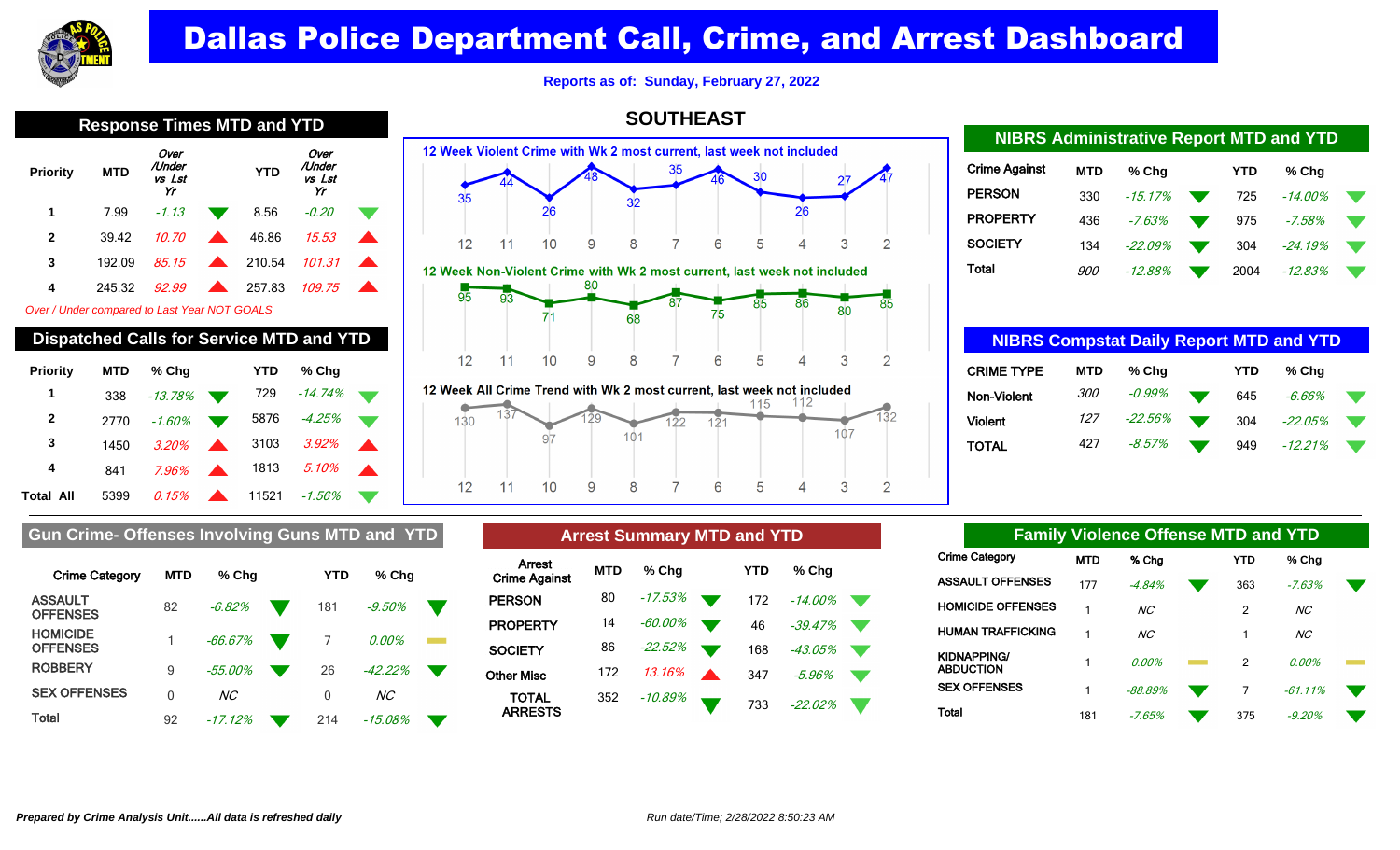# Dallas Police Department Call, Crime, and Arrest Dashboard

**Reports as of: Sunday, February 27, 2022**

## SOUTHEAST

## Response Times MTD and YTD

| Priority | MTD | Over /Under vs Lst Yr | YTD | Over /Under vs Lst Yr |
|---|---|---|---|---|
| 1 | 7.99 | *-1.13* | 8.56 | *-0.20* |
| 2 | 39.42 | *10.70* | 46.86 | *15.53* |
| 3 | 192.09 | *85.15* | 210.54 | *101.31* |
| 4 | 245.32 | *92.99* | 257.83 | *109.75* |

*Over / Under compared to Last Year NOT GOALS*

## Dispatched Calls for Service MTD and YTD

| Priority | MTD | % Chg | YTD | % Chg |
|---|---|---|---|---|
| 1 | 338 | *-13.78%* | 729 | *-14.74%* |
| 2 | 2770 | *-1.60%* | 5876 | *-4.25%* |
| 3 | 1450 | *3.20%* | 3103 | *3.92%* |
| 4 | 841 | *7.96%* | 1813 | *5.10%* |
| Total All | 5399 | *0.15%* | 11521 | *-1.56%* |

## 12 Week Violent Crime with Wk 2 most current, last week not included

| Week | 12 | 11 | 10 | 9 | 8 | 7 | 6 | 5 | 4 | 3 | 2 |
|---|---|---|---|---|---|---|---|---|---|---|---|
| Count | 35 | 44 | 26 | 48 | 32 | 35 | 46 | 30 | 26 | 27 | 47 |

## 12 Week Non-Violent Crime with Wk 2 most current, last week not included

| Week | 12 | 11 | 10 | 9 | 8 | 7 | 6 | 5 | 4 | 3 | 2 |
|---|---|---|---|---|---|---|---|---|---|---|---|
| Count | 95 | 93 | 71 | 80 | 68 | 87 | 75 | 85 | 86 | 80 | 85 |

## 12 Week All Crime Trend with Wk 2 most current, last week not included

| Week | 12 | 11 | 10 | 9 | 8 | 7 | 6 | 5 | 4 | 3 | 2 |
|---|---|---|---|---|---|---|---|---|---|---|---|
| Count | 130 | 137 | 97 | 129 | 101 | 122 | 121 | 115 | 112 | 107 | 132 |

## NIBRS Administrative Report MTD and YTD

| Crime Against | MTD | % Chg | YTD | % Chg |
|---|---|---|---|---|
| PERSON | 330 | *-15.17%* | 725 | *-14.00%* |
| PROPERTY | 436 | *-7.63%* | 975 | *-7.58%* |
| SOCIETY | 134 | *-22.09%* | 304 | *-24.19%* |
| Total | *900* | *-12.88%* | 2004 | *-12.83%* |

## NIBRS Compstat Daily Report MTD and YTD

| CRIME TYPE | MTD | % Chg | YTD | % Chg |
|---|---|---|---|---|
| Non-Violent | *300* | *-0.99%* | 645 | *-6.66%* |
| Violent | *127* | *-22.56%* | 304 | *-22.05%* |
| TOTAL | 427 | *-8.57%* | 949 | *-12.21%* |

## Gun Crime- Offenses Involving Guns MTD and YTD

| Crime Category | MTD | % Chg | YTD | % Chg |
|---|---|---|---|---|
| ASSAULT OFFENSES | 82 | *-6.82%* | 181 | *-9.50%* |
| HOMICIDE OFFENSES | 1 | *-66.67%* | 7 | *0.00%* |
| ROBBERY | 9 | *-55.00%* | 26 | *-42.22%* |
| SEX OFFENSES | 0 | *NC* | 0 | *NC* |
| Total | 92 | *-17.12%* | 214 | *-15.08%* |

## Arrest Summary MTD and YTD

| Arrest Crime Against | MTD | % Chg | YTD | % Chg |
|---|---|---|---|---|
| PERSON | 80 | *-17.53%* | 172 | *-14.00%* |
| PROPERTY | 14 | *-60.00%* | 46 | *-39.47%* |
| SOCIETY | 86 | *-22.52%* | 168 | *-43.05%* |
| Other Misc | 172 | *13.16%* | 347 | *-5.96%* |
| TOTAL ARRESTS | 352 | *-10.89%* | 733 | *-22.02%* |

## Family Violence Offense MTD and YTD

| Crime Category | MTD | % Chg | YTD | % Chg |
|---|---|---|---|---|
| ASSAULT OFFENSES | 177 | *-4.84%* | 363 | *-7.63%* |
| HOMICIDE OFFENSES | 1 | *NC* | 2 | *NC* |
| HUMAN TRAFFICKING | 1 | *NC* | 1 | *NC* |
| KIDNAPPING/ ABDUCTION | 1 | *0.00%* | 2 | *0.00%* |
| SEX OFFENSES | 1 | *-88.89%* | 7 | *-61.11%* |
| Total | 181 | *-7.65%* | 375 | *-9.20%* |

***Prepared by Crime Analysis Unit......All data is refreshed daily***

*Run date/Time; 2/28/2022 8:50:23 AM*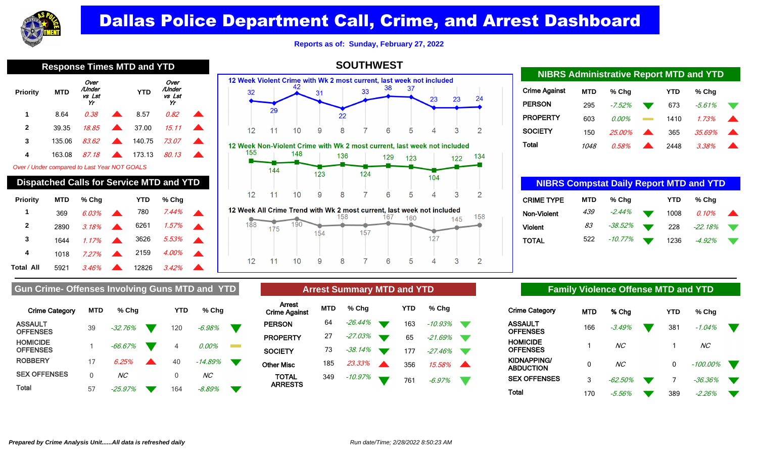# Dallas Police Department Call, Crime, and Arrest Dashboard

**Reports as of: Sunday, February 27, 2022**

## SOUTHWEST

## Response Times MTD and YTD

| Priority | MTD | Over /Under vs Lst Yr | | YTD | Over /Under vs Lst Yr | |
|---|---|---|---|---|---|---|
| 1 | 8.64 | 0.38 | ▲ | 8.57 | 0.82 | ▲ |
| 2 | 39.35 | 18.85 | ▲ | 37.00 | 15.11 | ▲ |
| 3 | 135.06 | 83.62 | ▲ | 140.75 | 73.07 | ▲ |
| 4 | 163.08 | 87.18 | ▲ | 173.13 | 80.13 | ▲ |

*Over / Under compared to Last Year NOT GOALS*

## Dispatched Calls for Service MTD and YTD

| Priority | MTD | % Chg | | YTD | % Chg | |
|---|---|---|---|---|---|---|
| 1 | 369 | 6.03% | ▲ | 780 | 7.44% | ▲ |
| 2 | 2890 | 3.18% | ▲ | 6261 | 1.57% | ▲ |
| 3 | 1644 | 1.17% | ▲ | 3626 | 5.53% | ▲ |
| 4 | 1018 | 7.27% | ▲ | 2159 | 4.00% | ▲ |
| Total All | 5921 | 3.46% | ▲ | 12826 | 3.42% | ▲ |

### 12 Week Violent Crime with Wk 2 most current, last week not included

| Week | 12 | 11 | 10 | 9 | 8 | 7 | 6 | 5 | 4 | 3 | 2 |
|---|---|---|---|---|---|---|---|---|---|---|---|
| Count | 32 | 29 | 42 | 31 | 22 | 33 | 38 | 37 | 23 | 23 | 24 |

### 12 Week Non-Violent Crime with Wk 2 most current, last week not included

| Week | 12 | 11 | 10 | 9 | 8 | 7 | 6 | 5 | 4 | 3 | 2 |
|---|---|---|---|---|---|---|---|---|---|---|---|
| Count | 155 | 144 | 148 | 123 | 136 | 124 | 129 | 123 | 104 | 122 | 134 |

### 12 Week All Crime Trend with Wk 2 most current, last week not included

| Week | 12 | 11 | 10 | 9 | 8 | 7 | 6 | 5 | 4 | 3 | 2 |
|---|---|---|---|---|---|---|---|---|---|---|---|
| Count | 188 | 175 | 190 | 154 | 158 | 157 | 167 | 160 | 127 | 145 | 158 |

## NIBRS Administrative Report MTD and YTD

| Crime Against | MTD | % Chg | | YTD | % Chg | |
|---|---|---|---|---|---|---|
| PERSON | 295 | -7.52% | ▼ | 673 | -5.61% | ▼ |
| PROPERTY | 603 | 0.00% | ▬ | 1410 | 1.73% | ▲ |
| SOCIETY | 150 | 25.00% | ▲ | 365 | 35.69% | ▲ |
| Total | 1048 | 0.58% | ▲ | 2448 | 3.38% | ▲ |

## NIBRS Compstat Daily Report MTD and YTD

| CRIME TYPE | MTD | % Chg | | YTD | % Chg | |
|---|---|---|---|---|---|---|
| Non-Violent | 439 | -2.44% | ▼ | 1008 | 0.10% | ▲ |
| Violent | 83 | -38.52% | ▼ | 228 | -22.18% | ▼ |
| TOTAL | 522 | -10.77% | ▼ | 1236 | -4.92% | ▼ |

## Gun Crime- Offenses Involving Guns MTD and YTD

| Crime Category | MTD | % Chg | | YTD | % Chg | |
|---|---|---|---|---|---|---|
| ASSAULT OFFENSES | 39 | -32.76% | ▼ | 120 | -6.98% | ▼ |
| HOMICIDE OFFENSES | 1 | -66.67% | ▼ | 4 | 0.00% | ▬ |
| ROBBERY | 17 | 6.25% | ▲ | 40 | -14.89% | ▼ |
| SEX OFFENSES | 0 | NC | | 0 | NC | |
| Total | 57 | -25.97% | ▼ | 164 | -8.89% | ▼ |

## Arrest Summary MTD and YTD

| Arrest Crime Against | MTD | % Chg | | YTD | % Chg | |
|---|---|---|---|---|---|---|
| PERSON | 64 | -26.44% | ▼ | 163 | -10.93% | ▼ |
| PROPERTY | 27 | -27.03% | ▼ | 65 | -21.69% | ▼ |
| SOCIETY | 73 | -38.14% | ▼ | 177 | -27.46% | ▼ |
| Other Misc | 185 | 23.33% | ▲ | 356 | 15.58% | ▲ |
| TOTAL ARRESTS | 349 | -10.97% | ▼ | 761 | -6.97% | ▼ |

## Family Violence Offense MTD and YTD

| Crime Category | MTD | % Chg | | YTD | % Chg | |
|---|---|---|---|---|---|---|
| ASSAULT OFFENSES | 166 | -3.49% | ▼ | 381 | -1.04% | ▼ |
| HOMICIDE OFFENSES | 1 | NC | | 1 | NC | |
| KIDNAPPING/ ABDUCTION | 0 | NC | | 0 | -100.00% | ▼ |
| SEX OFFENSES | 3 | -62.50% | ▼ | 7 | -36.36% | ▼ |
| Total | 170 | -5.56% | ▼ | 389 | -2.26% | ▼ |

*Prepared by Crime Analysis Unit......All data is refreshed daily*

*Run date/Time; 2/28/2022 8:50:23 AM*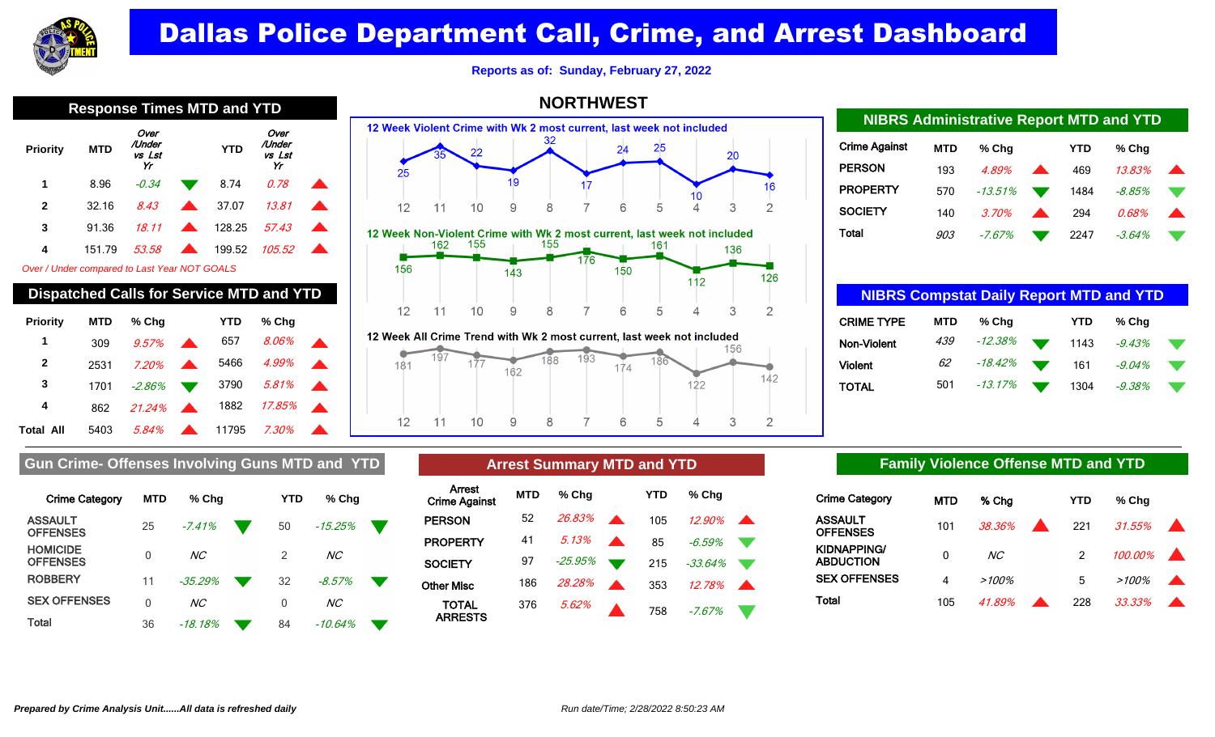# Dallas Police Department Call, Crime, and Arrest Dashboard

**Reports as of: Sunday, February 27, 2022**

## NORTHWEST

## Response Times MTD and YTD

| Priority | MTD | Over /Under vs Lst Yr | | YTD | Over /Under vs Lst Yr | |
|---|---|---|---|---|---|---|
| 1 | 8.96 | -0.34 | ▼ | 8.74 | 0.78 | ▲ |
| 2 | 32.16 | 8.43 | ▲ | 37.07 | 13.81 | ▲ |
| 3 | 91.36 | 18.11 | ▲ | 128.25 | 57.43 | ▲ |
| 4 | 151.79 | 53.58 | ▲ | 199.52 | 105.52 | ▲ |

*Over / Under compared to Last Year NOT GOALS*

## Dispatched Calls for Service MTD and YTD

| Priority | MTD | % Chg | | YTD | % Chg | |
|---|---|---|---|---|---|---|
| 1 | 309 | 9.57% | ▲ | 657 | 8.06% | ▲ |
| 2 | 2531 | 7.20% | ▲ | 5466 | 4.99% | ▲ |
| 3 | 1701 | -2.86% | ▼ | 3790 | 5.81% | ▲ |
| 4 | 862 | 21.24% | ▲ | 1882 | 17.85% | ▲ |
| Total All | 5403 | 5.84% | ▲ | 11795 | 7.30% | ▲ |

### 12 Week Violent Crime with Wk 2 most current, last week not included

| Week | 12 | 11 | 10 | 9 | 8 | 7 | 6 | 5 | 4 | 3 | 2 |
|---|---|---|---|---|---|---|---|---|---|---|---|
| Count | 25 | 35 | 22 | 19 | 32 | 17 | 24 | 25 | 10 | 20 | 16 |

### 12 Week Non-Violent Crime with Wk 2 most current, last week not included

| Week | 12 | 11 | 10 | 9 | 8 | 7 | 6 | 5 | 4 | 3 | 2 |
|---|---|---|---|---|---|---|---|---|---|---|---|
| Count | 156 | 162 | 155 | 143 | 155 | 176 | 150 | 161 | 112 | 136 | 126 |

### 12 Week All Crime Trend with Wk 2 most current, last week not included

| Week | 12 | 11 | 10 | 9 | 8 | 7 | 6 | 5 | 4 | 3 | 2 |
|---|---|---|---|---|---|---|---|---|---|---|---|
| Count | 181 | 197 | 177 | 162 | 188 | 193 | 174 | 186 | 122 | 156 | 142 |

## NIBRS Administrative Report MTD and YTD

| Crime Against | MTD | % Chg | | YTD | % Chg | |
|---|---|---|---|---|---|---|
| PERSON | 193 | 4.89% | ▲ | 469 | 13.83% | ▲ |
| PROPERTY | 570 | -13.51% | ▼ | 1484 | -8.85% | ▼ |
| SOCIETY | 140 | 3.70% | ▲ | 294 | 0.68% | ▲ |
| Total | 903 | -7.67% | ▼ | 2247 | -3.64% | ▼ |

## NIBRS Compstat Daily Report MTD and YTD

| CRIME TYPE | MTD | % Chg | | YTD | % Chg | |
|---|---|---|---|---|---|---|
| Non-Violent | 439 | -12.38% | ▼ | 1143 | -9.43% | ▼ |
| Violent | 62 | -18.42% | ▼ | 161 | -9.04% | ▼ |
| TOTAL | 501 | -13.17% | ▼ | 1304 | -9.38% | ▼ |

## Gun Crime- Offenses Involving Guns MTD and YTD

| Crime Category | MTD | % Chg | | YTD | % Chg | |
|---|---|---|---|---|---|---|
| ASSAULT OFFENSES | 25 | -7.41% | ▼ | 50 | -15.25% | ▼ |
| HOMICIDE OFFENSES | 0 | NC | | 2 | NC | |
| ROBBERY | 11 | -35.29% | ▼ | 32 | -8.57% | ▼ |
| SEX OFFENSES | 0 | NC | | 0 | NC | |
| Total | 36 | -18.18% | ▼ | 84 | -10.64% | ▼ |

## Arrest Summary MTD and YTD

| Arrest Crime Against | MTD | % Chg | | YTD | % Chg | |
|---|---|---|---|---|---|---|
| PERSON | 52 | 26.83% | ▲ | 105 | 12.90% | ▲ |
| PROPERTY | 41 | 5.13% | ▲ | 85 | -6.59% | ▼ |
| SOCIETY | 97 | -25.95% | ▼ | 215 | -33.64% | ▼ |
| Other Misc | 186 | 28.28% | ▲ | 353 | 12.78% | ▲ |
| TOTAL ARRESTS | 376 | 5.62% | ▲ | 758 | -7.67% | ▼ |

## Family Violence Offense MTD and YTD

| Crime Category | MTD | % Chg | | YTD | % Chg | |
|---|---|---|---|---|---|---|
| ASSAULT OFFENSES | 101 | 38.36% | ▲ | 221 | 31.55% | ▲ |
| KIDNAPPING/ ABDUCTION | 0 | NC | | 2 | 100.00% | ▲ |
| SEX OFFENSES | 4 | >100% | | 5 | >100% | ▲ |
| Total | 105 | 41.89% | ▲ | 228 | 33.33% | ▲ |

*Prepared by Crime Analysis Unit......All data is refreshed daily*

Run date/Time; 2/28/2022 8:50:23 AM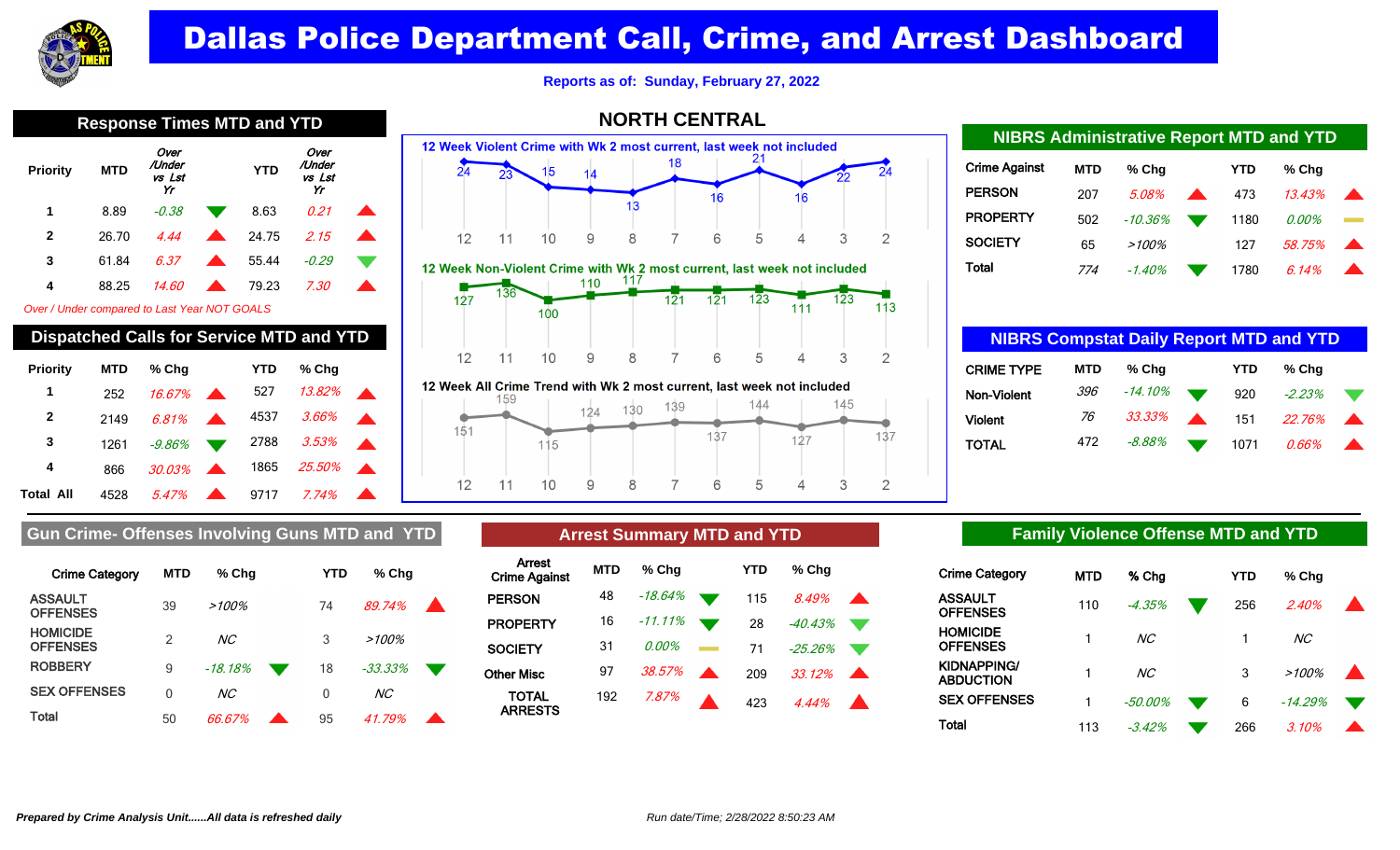# Dallas Police Department Call, Crime, and Arrest Dashboard

Reports as of: Sunday, February 27, 2022

## Response Times MTD and YTD

| Priority | MTD | Over /Under vs Lst Yr | | YTD | Over /Under vs Lst Yr | |
|---|---|---|---|---|---|---|
| 1 | 8.89 | -0.38 | ▼ | 8.63 | 0.21 | ▲ |
| 2 | 26.70 | 4.44 | ▲ | 24.75 | 2.15 | ▲ |
| 3 | 61.84 | 6.37 | ▲ | 55.44 | -0.29 | ▼ |
| 4 | 88.25 | 14.60 | ▲ | 79.23 | 7.30 | ▲ |

Over / Under compared to Last Year NOT GOALS

## Dispatched Calls for Service MTD and YTD

| Priority | MTD | % Chg | | YTD | % Chg | |
|---|---|---|---|---|---|---|
| 1 | 252 | 16.67% | ▲ | 527 | 13.82% | ▲ |
| 2 | 2149 | 6.81% | ▲ | 4537 | 3.66% | ▲ |
| 3 | 1261 | -9.86% | ▼ | 2788 | 3.53% | ▲ |
| 4 | 866 | 30.03% | ▲ | 1865 | 25.50% | ▲ |
| Total All | 4528 | 5.47% | ▲ | 9717 | 7.74% | ▲ |

## NORTH CENTRAL

### 12 Week Violent Crime with Wk 2 most current, last week not included

| Week | 12 | 11 | 10 | 9 | 8 | 7 | 6 | 5 | 4 | 3 | 2 |
|---|---|---|---|---|---|---|---|---|---|---|---|
| Count | 24 | 23 | 15 | 14 | 13 | 18 | 16 | 21 | 16 | 22 | 24 |

### 12 Week Non-Violent Crime with Wk 2 most current, last week not included

| Week | 12 | 11 | 10 | 9 | 8 | 7 | 6 | 5 | 4 | 3 | 2 |
|---|---|---|---|---|---|---|---|---|---|---|---|
| Count | 127 | 136 | 100 | 110 | 117 | 121 | 121 | 123 | 111 | 123 | 113 |

### 12 Week All Crime Trend with Wk 2 most current, last week not included

| Week | 12 | 11 | 10 | 9 | 8 | 7 | 6 | 5 | 4 | 3 | 2 |
|---|---|---|---|---|---|---|---|---|---|---|---|
| Count | 151 | 159 | 115 | 124 | 130 | 139 | 137 | 144 | 127 | 145 | 137 |

## NIBRS Administrative Report MTD and YTD

| Crime Against | MTD | % Chg | | YTD | % Chg | |
|---|---|---|---|---|---|---|
| PERSON | 207 | 5.08% | ▲ | 473 | 13.43% | ▲ |
| PROPERTY | 502 | -10.36% | ▼ | 1180 | 0.00% | ▬ |
| SOCIETY | 65 | >100% | | 127 | 58.75% | ▲ |
| Total | 774 | -1.40% | ▼ | 1780 | 6.14% | ▲ |

## NIBRS Compstat Daily Report MTD and YTD

| CRIME TYPE | MTD | % Chg | | YTD | % Chg | |
|---|---|---|---|---|---|---|
| Non-Violent | 396 | -14.10% | ▼ | 920 | -2.23% | ▼ |
| Violent | 76 | 33.33% | ▲ | 151 | 22.76% | ▲ |
| TOTAL | 472 | -8.88% | ▼ | 1071 | 0.66% | ▲ |

## Gun Crime- Offenses Involving Guns MTD and YTD

| Crime Category | MTD | % Chg | | YTD | % Chg | |
|---|---|---|---|---|---|---|
| ASSAULT OFFENSES | 39 | >100% | | 74 | 89.74% | ▲ |
| HOMICIDE OFFENSES | 2 | NC | | 3 | >100% | |
| ROBBERY | 9 | -18.18% | ▼ | 18 | -33.33% | ▼ |
| SEX OFFENSES | 0 | NC | | 0 | NC | |
| Total | 50 | 66.67% | ▲ | 95 | 41.79% | ▲ |

## Arrest Summary MTD and YTD

| Arrest Crime Against | MTD | % Chg | | YTD | % Chg | |
|---|---|---|---|---|---|---|
| PERSON | 48 | -18.64% | ▼ | 115 | 8.49% | ▲ |
| PROPERTY | 16 | -11.11% | ▼ | 28 | -40.43% | ▼ |
| SOCIETY | 31 | 0.00% | ▬ | 71 | -25.26% | ▼ |
| Other Misc | 97 | 38.57% | ▲ | 209 | 33.12% | ▲ |
| TOTAL ARRESTS | 192 | 7.87% | ▲ | 423 | 4.44% | ▲ |

## Family Violence Offense MTD and YTD

| Crime Category | MTD | % Chg | | YTD | % Chg | |
|---|---|---|---|---|---|---|
| ASSAULT OFFENSES | 110 | -4.35% | ▼ | 256 | 2.40% | ▲ |
| HOMICIDE OFFENSES | 1 | NC | | 1 | NC | |
| KIDNAPPING/ ABDUCTION | 1 | NC | | 3 | >100% | ▲ |
| SEX OFFENSES | 1 | -50.00% | ▼ | 6 | -14.29% | ▼ |
| Total | 113 | -3.42% | ▼ | 266 | 3.10% | ▲ |

*Prepared by Crime Analysis Unit......All data is refreshed daily*

*Run date/Time; 2/28/2022 8:50:23 AM*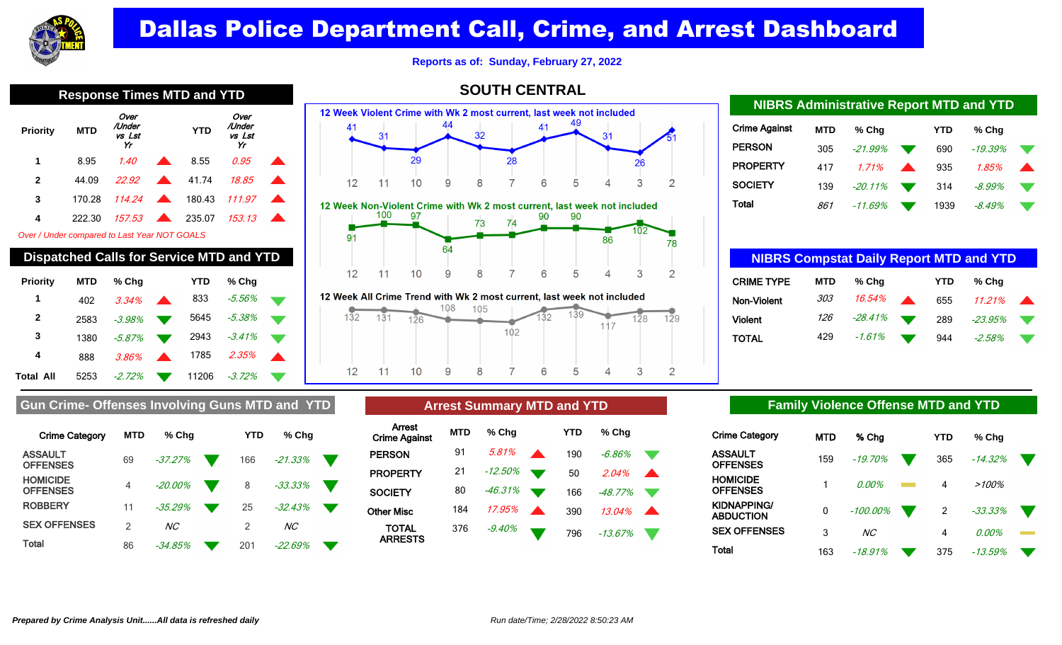# Dallas Police Department Call, Crime, and Arrest Dashboard

Reports as of: Sunday, February 27, 2022

## SOUTH CENTRAL

## Response Times MTD and YTD

| Priority | MTD | Over /Under vs Lst Yr | | YTD | Over /Under vs Lst Yr | |
|---|---|---|---|---|---|---|
| 1 | 8.95 | 1.40 | ▲ | 8.55 | 0.95 | ▲ |
| 2 | 44.09 | 22.92 | ▲ | 41.74 | 18.85 | ▲ |
| 3 | 170.28 | 114.24 | ▲ | 180.43 | 111.97 | ▲ |
| 4 | 222.30 | 157.53 | ▲ | 235.07 | 153.13 | ▲ |

Over / Under compared to Last Year NOT GOALS

## Dispatched Calls for Service MTD and YTD

| Priority | MTD | % Chg | | YTD | % Chg | |
|---|---|---|---|---|---|---|
| 1 | 402 | 3.34% | ▲ | 833 | -5.56% | ▼ |
| 2 | 2583 | -3.98% | ▼ | 5645 | -5.38% | ▼ |
| 3 | 1380 | -5.87% | ▼ | 2943 | -3.41% | ▼ |
| 4 | 888 | 3.86% | ▲ | 1785 | 2.35% | ▲ |
| Total All | 5253 | -2.72% | ▼ | 11206 | -3.72% | ▼ |

12 Week Violent Crime with Wk 2 most current, last week not included

41, 31, 29, 44, 32, 28, 41, 49, 31, 26, 51

12, 11, 10, 9, 8, 7, 6, 5, 4, 3, 2

12 Week Non-Violent Crime with Wk 2 most current, last week not included

91, 100, 97, 64, 73, 74, 90, 90, 86, 102, 78

12, 11, 10, 9, 8, 7, 6, 5, 4, 3, 2

12 Week All Crime Trend with Wk 2 most current, last week not included

132, 131, 126, 108, 105, 102, 132, 139, 117, 128, 129

12, 11, 10, 9, 8, 7, 6, 5, 4, 3, 2

## NIBRS Administrative Report MTD and YTD

| Crime Against | MTD | % Chg | | YTD | % Chg | |
|---|---|---|---|---|---|---|
| PERSON | 305 | -21.99% | ▼ | 690 | -19.39% | ▼ |
| PROPERTY | 417 | 1.71% | ▲ | 935 | 1.85% | ▲ |
| SOCIETY | 139 | -20.11% | ▼ | 314 | -8.99% | ▼ |
| Total | 861 | -11.69% | ▼ | 1939 | -8.49% | ▼ |

## NIBRS Compstat Daily Report MTD and YTD

| CRIME TYPE | MTD | % Chg | | YTD | % Chg | |
|---|---|---|---|---|---|---|
| Non-Violent | 303 | 16.54% | ▲ | 655 | 11.21% | ▲ |
| Violent | 126 | -28.41% | ▼ | 289 | -23.95% | ▼ |
| TOTAL | 429 | -1.61% | ▼ | 944 | -2.58% | ▼ |

## Gun Crime- Offenses Involving Guns MTD and YTD

| Crime Category | MTD | % Chg | | YTD | % Chg | |
|---|---|---|---|---|---|---|
| ASSAULT OFFENSES | 69 | -37.27% | ▼ | 166 | -21.33% | ▼ |
| HOMICIDE OFFENSES | 4 | -20.00% | ▼ | 8 | -33.33% | ▼ |
| ROBBERY | 11 | -35.29% | ▼ | 25 | -32.43% | ▼ |
| SEX OFFENSES | 2 | NC | | 2 | NC | |
| Total | 86 | -34.85% | ▼ | 201 | -22.69% | ▼ |

## Arrest Summary MTD and YTD

| Arrest Crime Against | MTD | % Chg | | YTD | % Chg | |
|---|---|---|---|---|---|---|
| PERSON | 91 | 5.81% | ▲ | 190 | -6.86% | ▼ |
| PROPERTY | 21 | -12.50% | ▼ | 50 | 2.04% | ▲ |
| SOCIETY | 80 | -46.31% | ▼ | 166 | -48.77% | ▼ |
| Other Misc | 184 | 17.95% | ▲ | 390 | 13.04% | ▲ |
| TOTAL ARRESTS | 376 | -9.40% | ▼ | 796 | -13.67% | ▼ |

## Family Violence Offense MTD and YTD

| Crime Category | MTD | % Chg | | YTD | % Chg | |
|---|---|---|---|---|---|---|
| ASSAULT OFFENSES | 159 | -19.70% | ▼ | 365 | -14.32% | ▼ |
| HOMICIDE OFFENSES | 1 | 0.00% | ▬ | 4 | >100% | |
| KIDNAPPING/ ABDUCTION | 0 | -100.00% | ▼ | 2 | -33.33% | ▼ |
| SEX OFFENSES | 3 | NC | | 4 | 0.00% | ▬ |
| Total | 163 | -18.91% | ▼ | 375 | -13.59% | ▼ |

*Prepared by Crime Analysis Unit......All data is refreshed daily*

*Run date/Time; 2/28/2022 8:50:23 AM*